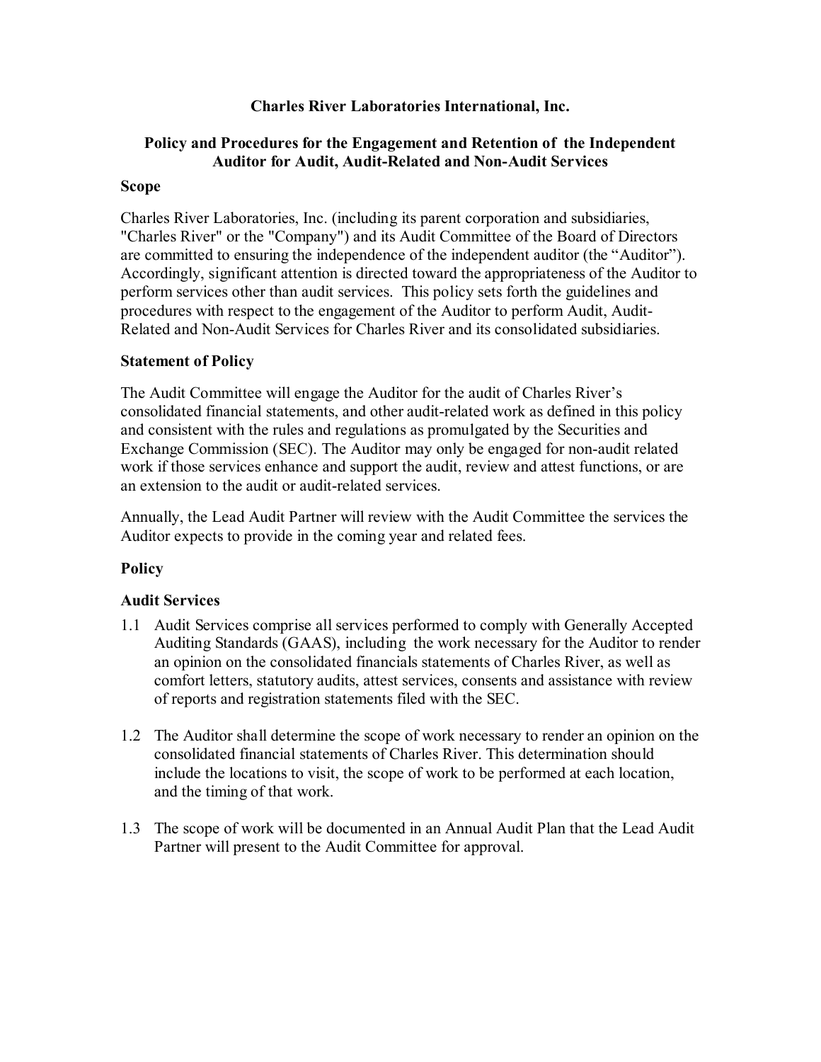**Charles River Laboratories International, Inc.**

**Policy and Procedures for the Engagement and Retention of the Independent Auditor for Audit, Audit-Related and Non-Audit Services**

**Scope**

Charles River Laboratories, Inc. (including its parent corporation and subsidiaries, "Charles River" or the "Company") and its Audit Committee of the Board of Directors are committed to ensuring the independence of the independent auditor (the "Auditor"). Accordingly, significant attention is directed toward the appropriateness of the Auditor to perform services other than audit services. This policy sets forth the guidelines and procedures with respect to the engagement of the Auditor to perform Audit, Audit-Related and Non-Audit Services for Charles River and its consolidated subsidiaries.

**Statement of Policy**

The Audit Committee will engage the Auditor for the audit of Charles River's consolidated financial statements, and other audit-related work as defined in this policy and consistent with the rules and regulations as promulgated by the Securities and Exchange Commission (SEC). The Auditor may only be engaged for non-audit related work if those services enhance and support the audit, review and attest functions, or are an extension to the audit or audit-related services.

Annually, the Lead Audit Partner will review with the Audit Committee the services the Auditor expects to provide in the coming year and related fees.

**Policy**

**Audit Services**

1.1 Audit Services comprise all services performed to comply with Generally Accepted Auditing Standards (GAAS), including the work necessary for the Auditor to render an opinion on the consolidated financials statements of Charles River, as well as comfort letters, statutory audits, attest services, consents and assistance with review of reports and registration statements filed with the SEC.

1.2 The Auditor shall determine the scope of work necessary to render an opinion on the consolidated financial statements of Charles River. This determination should include the locations to visit, the scope of work to be performed at each location, and the timing of that work.

1.3 The scope of work will be documented in an Annual Audit Plan that the Lead Audit Partner will present to the Audit Committee for approval.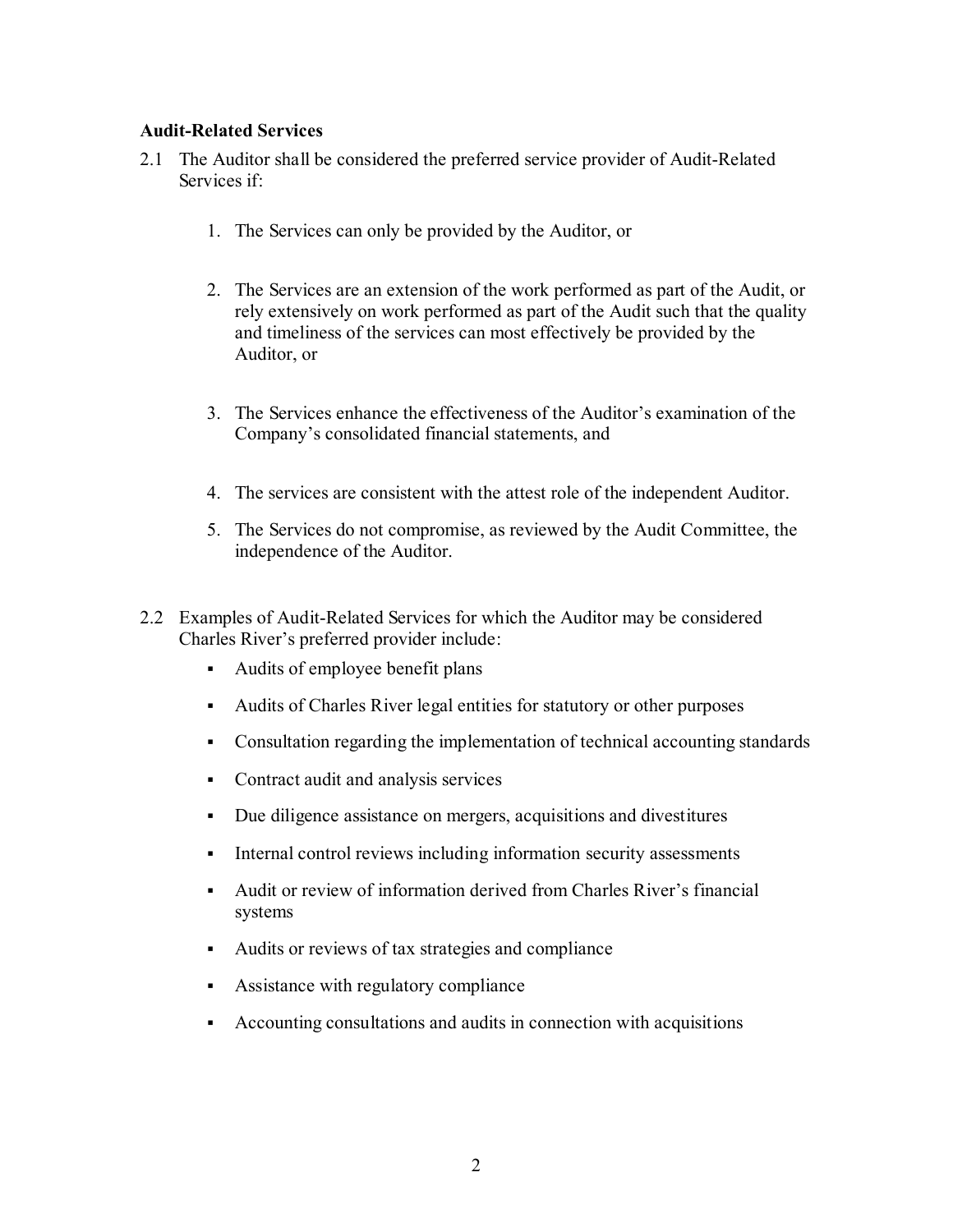**Audit-Related Services**

2.1 The Auditor shall be considered the preferred service provider of Audit-Related Services if:

1. The Services can only be provided by the Auditor, or
2. The Services are an extension of the work performed as part of the Audit, or rely extensively on work performed as part of the Audit such that the quality and timeliness of the services can most effectively be provided by the Auditor, or
3. The Services enhance the effectiveness of the Auditor's examination of the Company's consolidated financial statements, and
4. The services are consistent with the attest role of the independent Auditor.
5. The Services do not compromise, as reviewed by the Audit Committee, the independence of the Auditor.

2.2 Examples of Audit-Related Services for which the Auditor may be considered Charles River's preferred provider include:

- Audits of employee benefit plans
- Audits of Charles River legal entities for statutory or other purposes
- Consultation regarding the implementation of technical accounting standards
- Contract audit and analysis services
- Due diligence assistance on mergers, acquisitions and divestitures
- Internal control reviews including information security assessments
- Audit or review of information derived from Charles River's financial systems
- Audits or reviews of tax strategies and compliance
- Assistance with regulatory compliance
- Accounting consultations and audits in connection with acquisitions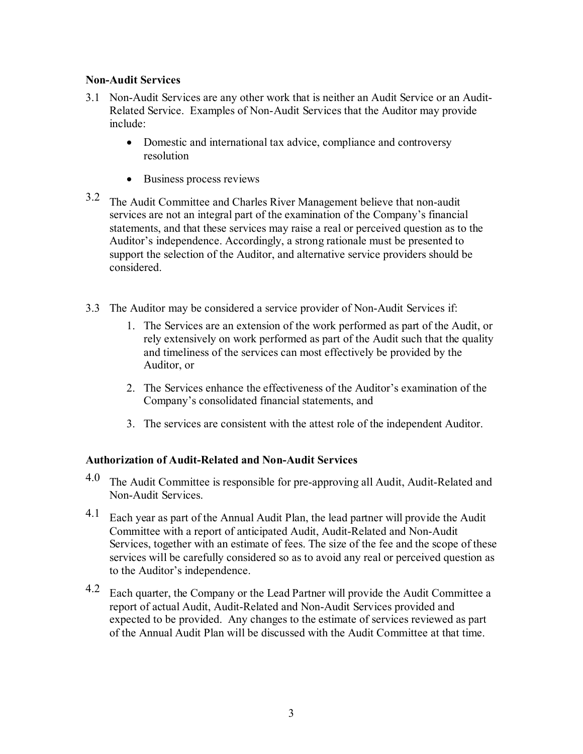**Non-Audit Services**

3.1 Non-Audit Services are any other work that is neither an Audit Service or an Audit-Related Service. Examples of Non-Audit Services that the Auditor may provide include:

- Domestic and international tax advice, compliance and controversy resolution
- Business process reviews

3.2 The Audit Committee and Charles River Management believe that non-audit services are not an integral part of the examination of the Company's financial statements, and that these services may raise a real or perceived question as to the Auditor's independence. Accordingly, a strong rationale must be presented to support the selection of the Auditor, and alternative service providers should be considered.

3.3 The Auditor may be considered a service provider of Non-Audit Services if:

1. The Services are an extension of the work performed as part of the Audit, or rely extensively on work performed as part of the Audit such that the quality and timeliness of the services can most effectively be provided by the Auditor, or
2. The Services enhance the effectiveness of the Auditor's examination of the Company's consolidated financial statements, and
3. The services are consistent with the attest role of the independent Auditor.

**Authorization of Audit-Related and Non-Audit Services**

4.0 The Audit Committee is responsible for pre-approving all Audit, Audit-Related and Non-Audit Services.

4.1 Each year as part of the Annual Audit Plan, the lead partner will provide the Audit Committee with a report of anticipated Audit, Audit-Related and Non-Audit Services, together with an estimate of fees. The size of the fee and the scope of these services will be carefully considered so as to avoid any real or perceived question as to the Auditor's independence.

4.2 Each quarter, the Company or the Lead Partner will provide the Audit Committee a report of actual Audit, Audit-Related and Non-Audit Services provided and expected to be provided. Any changes to the estimate of services reviewed as part of the Annual Audit Plan will be discussed with the Audit Committee at that time.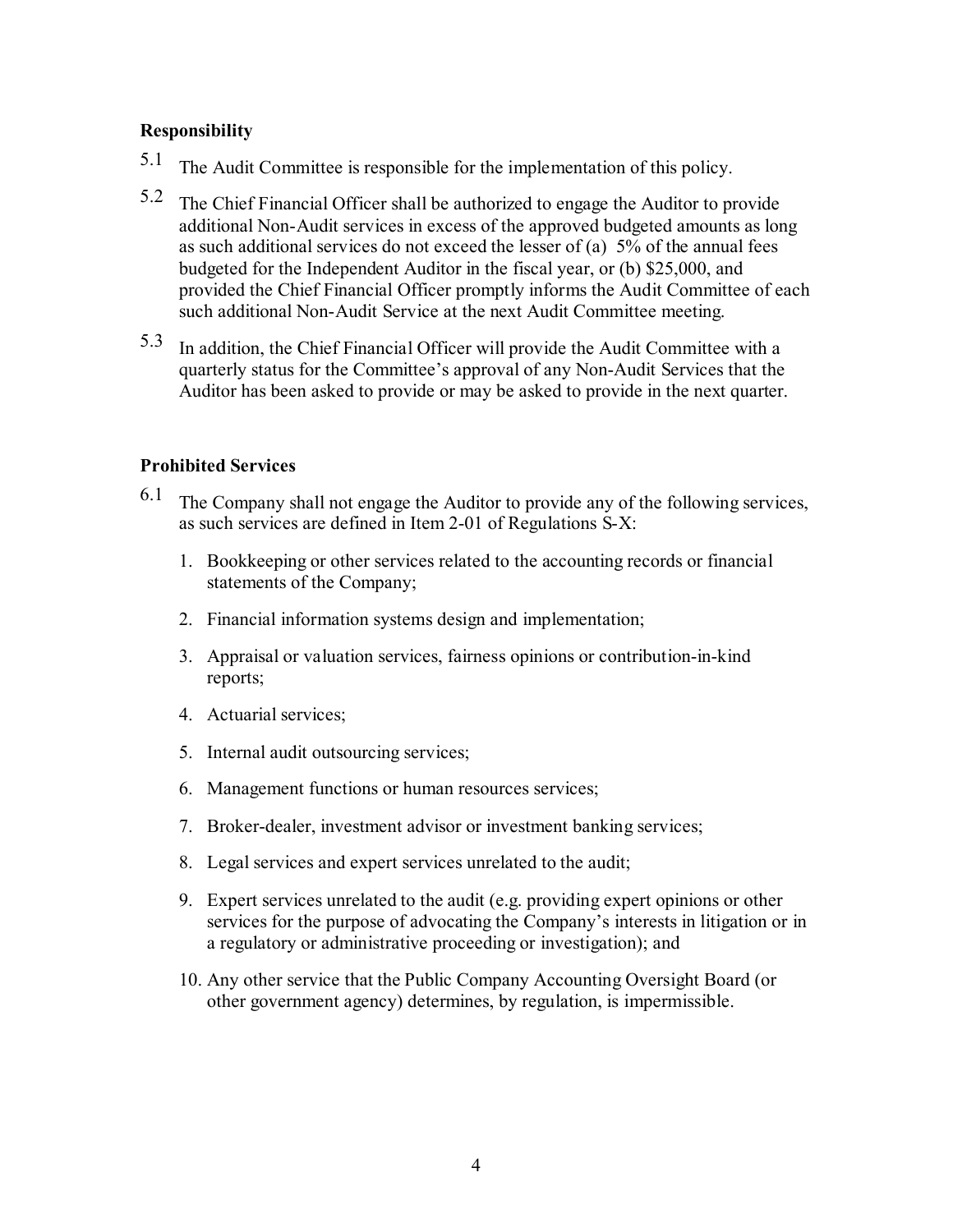**Responsibility**

5.1 The Audit Committee is responsible for the implementation of this policy.

5.2 The Chief Financial Officer shall be authorized to engage the Auditor to provide additional Non-Audit services in excess of the approved budgeted amounts as long as such additional services do not exceed the lesser of (a) 5% of the annual fees budgeted for the Independent Auditor in the fiscal year, or (b) $25,000, and provided the Chief Financial Officer promptly informs the Audit Committee of each such additional Non-Audit Service at the next Audit Committee meeting.

5.3 In addition, the Chief Financial Officer will provide the Audit Committee with a quarterly status for the Committee's approval of any Non-Audit Services that the Auditor has been asked to provide or may be asked to provide in the next quarter.

**Prohibited Services**

6.1 The Company shall not engage the Auditor to provide any of the following services, as such services are defined in Item 2-01 of Regulations S-X:

1. Bookkeeping or other services related to the accounting records or financial statements of the Company;
2. Financial information systems design and implementation;
3. Appraisal or valuation services, fairness opinions or contribution-in-kind reports;
4. Actuarial services;
5. Internal audit outsourcing services;
6. Management functions or human resources services;
7. Broker-dealer, investment advisor or investment banking services;
8. Legal services and expert services unrelated to the audit;
9. Expert services unrelated to the audit (e.g. providing expert opinions or other services for the purpose of advocating the Company's interests in litigation or in a regulatory or administrative proceeding or investigation); and
10. Any other service that the Public Company Accounting Oversight Board (or other government agency) determines, by regulation, is impermissible.